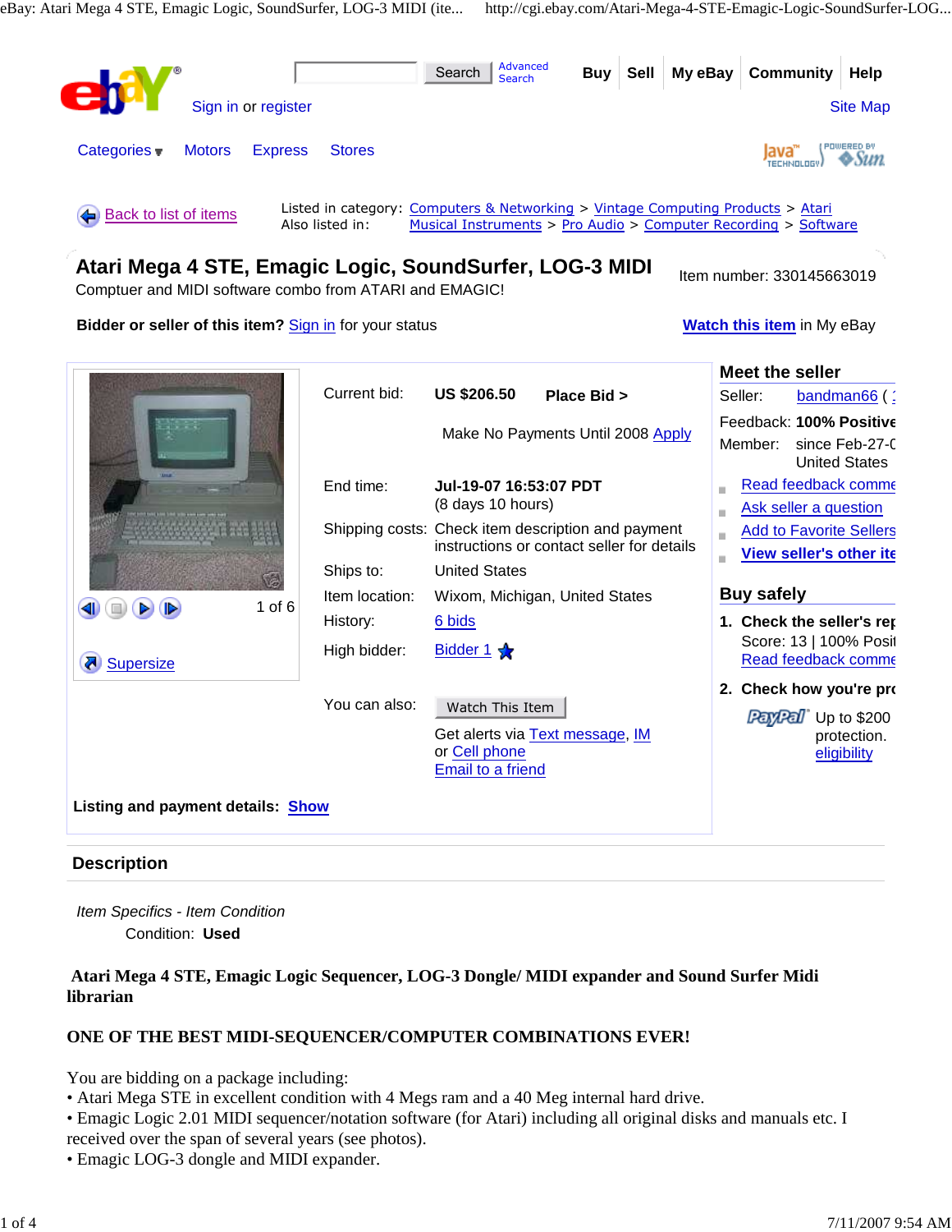Search | Advanced Search

Buy | Sell | My eBay | Community | Help

Sign in or register

Site Map

Categories | Motors | Express | Stores

Back to list of items

Listed in category: Computers & Networking > Vintage Computing Products > Atari
Also listed in: Musical Instruments > Pro Audio > Computer Recording > Software

# Atari Mega 4 STE, Emagic Logic, SoundSurfer, LOG-3 MIDI

Comptuer and MIDI software combo from ATARI and EMAGIC!

Item number: 330145663019

**Bidder or seller of this item?** Sign in for your status

**Watch this item** in My eBay

1 of 6

Supersize

| | |
|---|---|
| Current bid: | **US $206.50** **Place Bid >** |
| | Make No Payments Until 2008 Apply |
| End time: | **Jul-19-07 16:53:07 PDT** (8 days 10 hours) |
| Shipping costs: | Check item description and payment instructions or contact seller for details |
| Ships to: | United States |
| Item location: | Wixom, Michigan, United States |
| History: | 6 bids |
| High bidder: | Bidder 1 |
| You can also: | Watch This Item |
| | Get alerts via Text message, IM or Cell phone |
| | Email to a friend |

**Listing and payment details:** Show

## Meet the seller

Seller: bandman66 (

Feedback: **100% Positive**

Member: since Feb-27-0 United States

- Read feedback comme
- Ask seller a question
- Add to Favorite Sellers
- **View seller's other ite**

## Buy safely

1. **Check the seller's rep**
   Score: 13 | 100% Posit
   Read feedback comme
2. **Check how you're pro**
   PayPal Up to $200 protection. eligibility

## Description

*Item Specifics - Item Condition*

Condition: **Used**

**Atari Mega 4 STE, Emagic Logic Sequencer, LOG-3 Dongle/ MIDI expander and Sound Surfer Midi librarian**

**ONE OF THE BEST MIDI-SEQUENCER/COMPUTER COMBINATIONS EVER!**

You are bidding on a package including:

- Atari Mega STE in excellent condition with 4 Megs ram and a 40 Meg internal hard drive.
- Emagic Logic 2.01 MIDI sequencer/notation software (for Atari) including all original disks and manuals etc. I received over the span of several years (see photos).
- Emagic LOG-3 dongle and MIDI expander.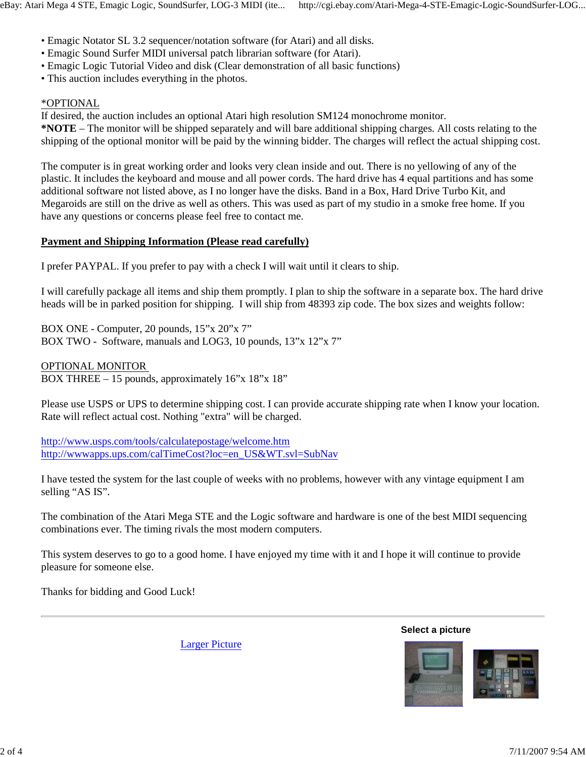- Emagic Notator SL 3.2 sequencer/notation software (for Atari) and all disks.
- Emagic Sound Surfer MIDI universal patch librarian software (for Atari).
- Emagic Logic Tutorial Video and disk (Clear demonstration of all basic functions)
- This auction includes everything in the photos.

*OPTIONAL
If desired, the auction includes an optional Atari high resolution SM124 monochrome monitor.
***NOTE** – The monitor will be shipped separately and will bare additional shipping charges. All costs relating to the shipping of the optional monitor will be paid by the winning bidder. The charges will reflect the actual shipping cost.

The computer is in great working order and looks very clean inside and out. There is no yellowing of any of the plastic. It includes the keyboard and mouse and all power cords. The hard drive has 4 equal partitions and has some additional software not listed above, as I no longer have the disks. Band in a Box, Hard Drive Turbo Kit, and Megaroids are still on the drive as well as others. This was used as part of my studio in a smoke free home. If you have any questions or concerns please feel free to contact me.

**Payment and Shipping Information (Please read carefully)**

I prefer PAYPAL. If you prefer to pay with a check I will wait until it clears to ship.

I will carefully package all items and ship them promptly. I plan to ship the software in a separate box. The hard drive heads will be in parked position for shipping. I will ship from 48393 zip code. The box sizes and weights follow:

BOX ONE - Computer, 20 pounds, 15”x 20”x 7”
BOX TWO - Software, manuals and LOG3, 10 pounds, 13”x 12”x 7”

OPTIONAL MONITOR
BOX THREE – 15 pounds, approximately 16”x 18”x 18”

Please use USPS or UPS to determine shipping cost. I can provide accurate shipping rate when I know your location. Rate will reflect actual cost. Nothing "extra" will be charged.

http://www.usps.com/tools/calculatepostage/welcome.htm
http://wwwapps.ups.com/calTimeCost?loc=en_US&WT.svl=SubNav

I have tested the system for the last couple of weeks with no problems, however with any vintage equipment I am selling “AS IS”.

The combination of the Atari Mega STE and the Logic software and hardware is one of the best MIDI sequencing combinations ever. The timing rivals the most modern computers.

This system deserves to go to a good home. I have enjoyed my time with it and I hope it will continue to provide pleasure for someone else.

Thanks for bidding and Good Luck!

---

**Select a picture**

Larger Picture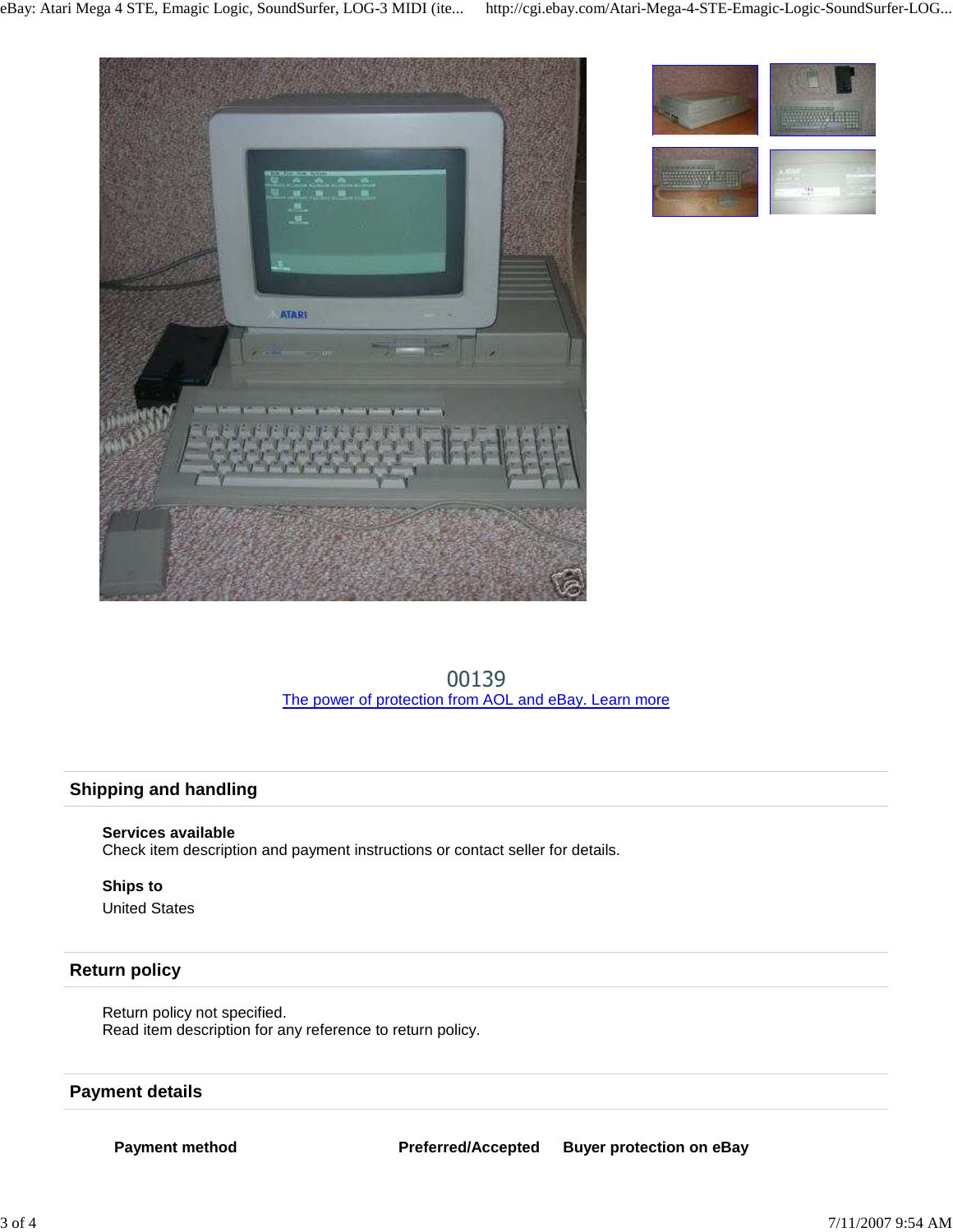00139

The power of protection from AOL and eBay. Learn more

## Shipping and handling

**Services available**
Check item description and payment instructions or contact seller for details.

**Ships to**
United States

## Return policy

Return policy not specified.
Read item description for any reference to return policy.

## Payment details

| Payment method | Preferred/Accepted | Buyer protection on eBay |
| --- | --- | --- |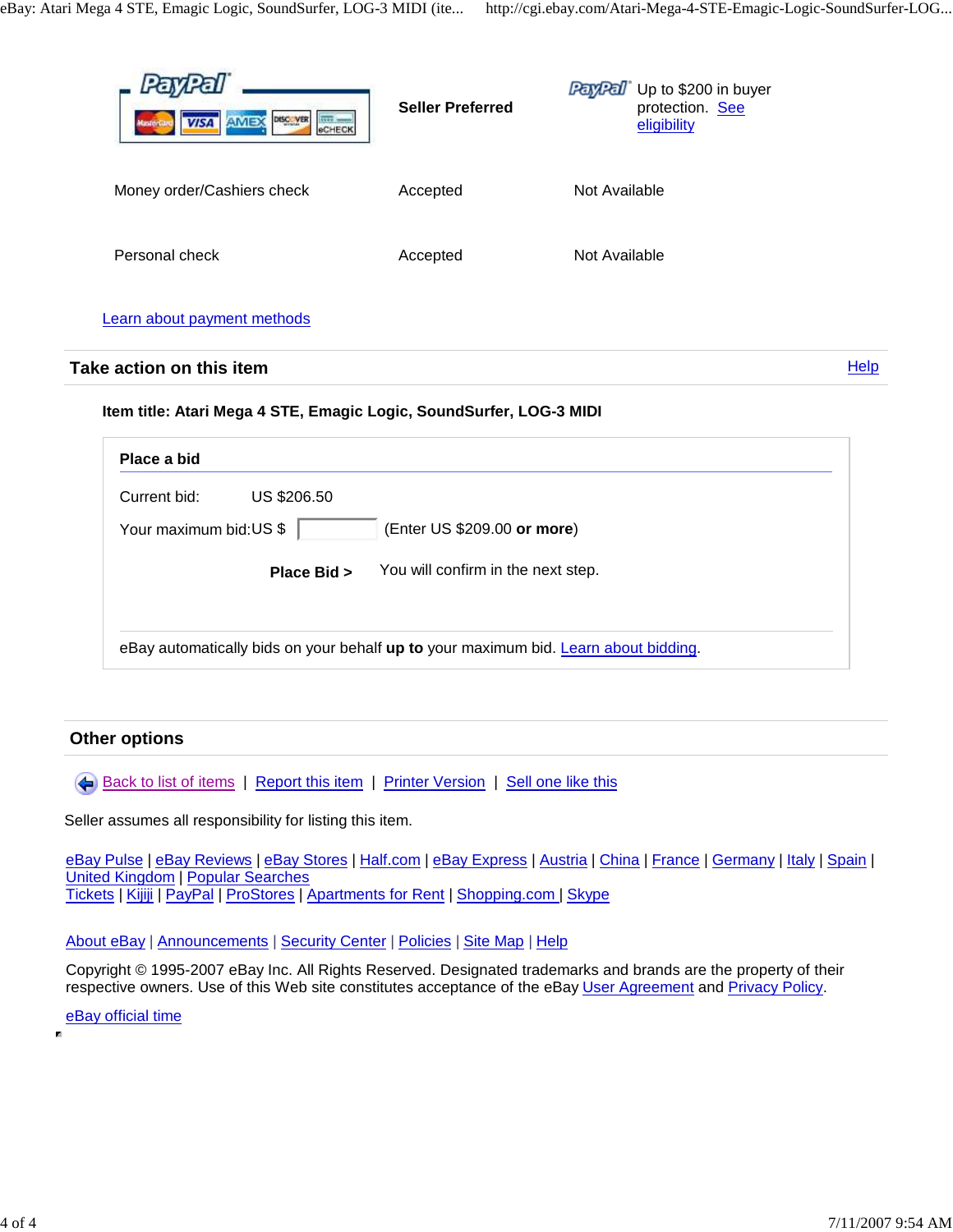| | | |
|---|---|---|
| PayPal | **Seller Preferred** | Up to $200 in buyer protection. See eligibility |
| Money order/Cashiers check | Accepted | Not Available |
| Personal check | Accepted | Not Available |

Learn about payment methods

## Take action on this item

Help

**Item title: Atari Mega 4 STE, Emagic Logic, SoundSurfer, LOG-3 MIDI**

**Place a bid**

Current bid: US $206.50

Your maximum bid:US $ (Enter US $209.00 **or more**)

**Place Bid >** You will confirm in the next step.

eBay automatically bids on your behalf **up to** your maximum bid. Learn about bidding.

## Other options

Back to list of items | Report this item | Printer Version | Sell one like this

Seller assumes all responsibility for listing this item.

eBay Pulse | eBay Reviews | eBay Stores | Half.com | eBay Express | Austria | China | France | Germany | Italy | Spain | United Kingdom | Popular Searches
Tickets | Kijiji | PayPal | ProStores | Apartments for Rent | Shopping.com | Skype

About eBay | Announcements | Security Center | Policies | Site Map | Help

Copyright © 1995-2007 eBay Inc. All Rights Reserved. Designated trademarks and brands are the property of their respective owners. Use of this Web site constitutes acceptance of the eBay User Agreement and Privacy Policy.

eBay official time